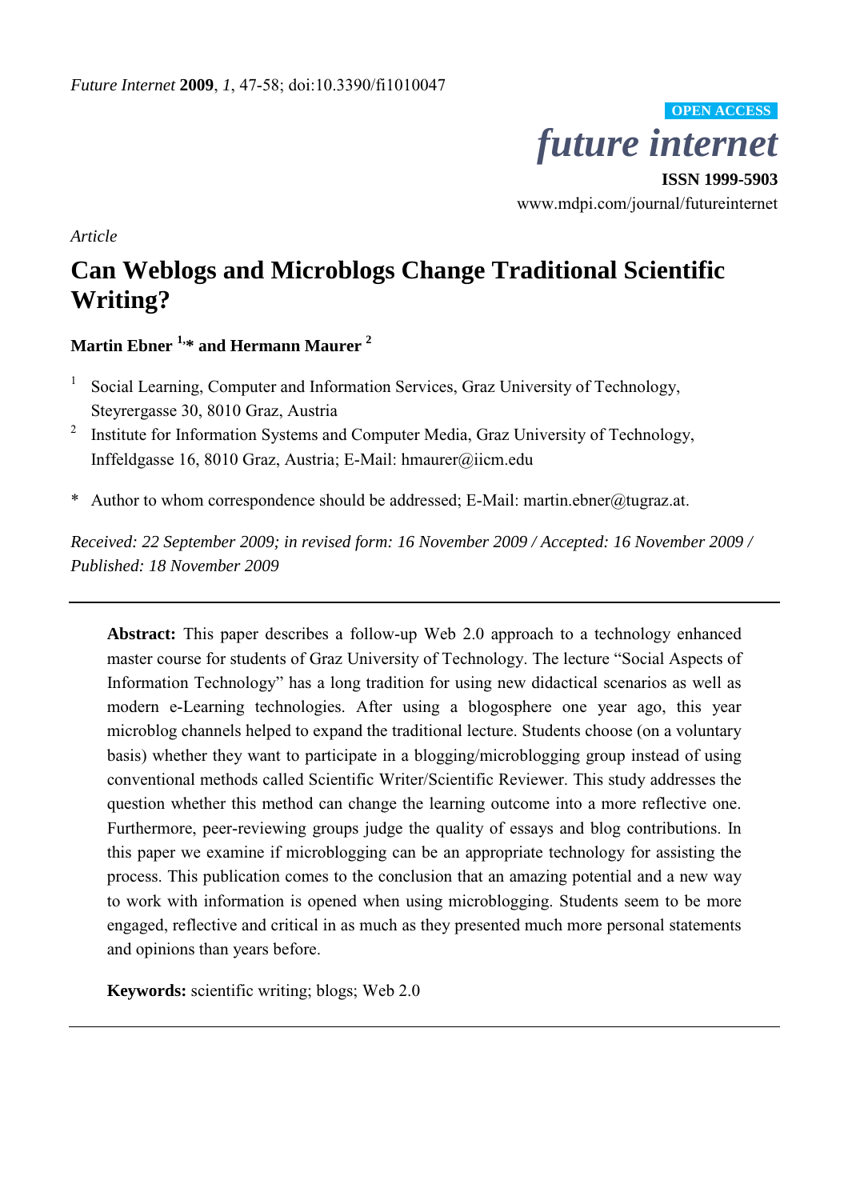*Future Internet* **2009**, *1*, 47-58; doi:10.3390/fi1010047

**OPEN ACCESS**

*future internet*

**ISSN 1999-5903**

www.mdpi.com/journal/futureinternet

*Article*

# Can Weblogs and Microblogs Change Traditional Scientific Writing?

**Martin Ebner [1,*] and Hermann Maurer [2]**

[1] Social Learning, Computer and Information Services, Graz University of Technology, Steyrergasse 30, 8010 Graz, Austria

[2] Institute for Information Systems and Computer Media, Graz University of Technology, Inffeldgasse 16, 8010 Graz, Austria; E-Mail: hmaurer@iicm.edu

\* Author to whom correspondence should be addressed; E-Mail: martin.ebner@tugraz.at.

*Received: 22 September 2009; in revised form: 16 November 2009 / Accepted: 16 November 2009 / Published: 18 November 2009*

---

**Abstract:** This paper describes a follow-up Web 2.0 approach to a technology enhanced master course for students of Graz University of Technology. The lecture "Social Aspects of Information Technology" has a long tradition for using new didactical scenarios as well as modern e-Learning technologies. After using a blogosphere one year ago, this year microblog channels helped to expand the traditional lecture. Students choose (on a voluntary basis) whether they want to participate in a blogging/microblogging group instead of using conventional methods called Scientific Writer/Scientific Reviewer. This study addresses the question whether this method can change the learning outcome into a more reflective one. Furthermore, peer-reviewing groups judge the quality of essays and blog contributions. In this paper we examine if microblogging can be an appropriate technology for assisting the process. This publication comes to the conclusion that an amazing potential and a new way to work with information is opened when using microblogging. Students seem to be more engaged, reflective and critical in as much as they presented much more personal statements and opinions than years before.

**Keywords:** scientific writing; blogs; Web 2.0

---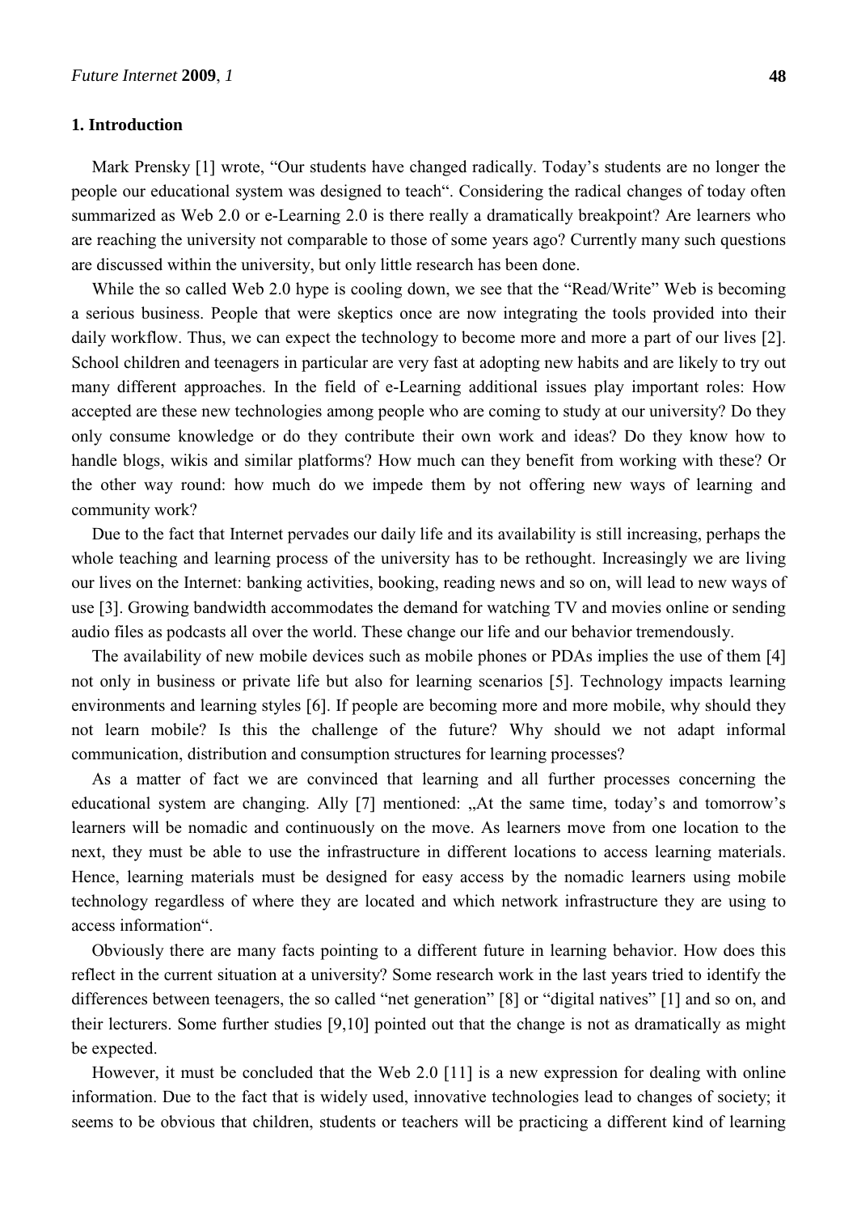## 1. Introduction

Mark Prensky [1] wrote, "Our students have changed radically. Today's students are no longer the people our educational system was designed to teach". Considering the radical changes of today often summarized as Web 2.0 or e-Learning 2.0 is there really a dramatically breakpoint? Are learners who are reaching the university not comparable to those of some years ago? Currently many such questions are discussed within the university, but only little research has been done.

While the so called Web 2.0 hype is cooling down, we see that the "Read/Write" Web is becoming a serious business. People that were skeptics once are now integrating the tools provided into their daily workflow. Thus, we can expect the technology to become more and more a part of our lives [2]. School children and teenagers in particular are very fast at adopting new habits and are likely to try out many different approaches. In the field of e-Learning additional issues play important roles: How accepted are these new technologies among people who are coming to study at our university? Do they only consume knowledge or do they contribute their own work and ideas? Do they know how to handle blogs, wikis and similar platforms? How much can they benefit from working with these? Or the other way round: how much do we impede them by not offering new ways of learning and community work?

Due to the fact that Internet pervades our daily life and its availability is still increasing, perhaps the whole teaching and learning process of the university has to be rethought. Increasingly we are living our lives on the Internet: banking activities, booking, reading news and so on, will lead to new ways of use [3]. Growing bandwidth accommodates the demand for watching TV and movies online or sending audio files as podcasts all over the world. These change our life and our behavior tremendously.

The availability of new mobile devices such as mobile phones or PDAs implies the use of them [4] not only in business or private life but also for learning scenarios [5]. Technology impacts learning environments and learning styles [6]. If people are becoming more and more mobile, why should they not learn mobile? Is this the challenge of the future? Why should we not adapt informal communication, distribution and consumption structures for learning processes?

As a matter of fact we are convinced that learning and all further processes concerning the educational system are changing. Ally [7] mentioned: „At the same time, today's and tomorrow's learners will be nomadic and continuously on the move. As learners move from one location to the next, they must be able to use the infrastructure in different locations to access learning materials. Hence, learning materials must be designed for easy access by the nomadic learners using mobile technology regardless of where they are located and which network infrastructure they are using to access information".

Obviously there are many facts pointing to a different future in learning behavior. How does this reflect in the current situation at a university? Some research work in the last years tried to identify the differences between teenagers, the so called "net generation" [8] or "digital natives" [1] and so on, and their lecturers. Some further studies [9,10] pointed out that the change is not as dramatically as might be expected.

However, it must be concluded that the Web 2.0 [11] is a new expression for dealing with online information. Due to the fact that is widely used, innovative technologies lead to changes of society; it seems to be obvious that children, students or teachers will be practicing a different kind of learning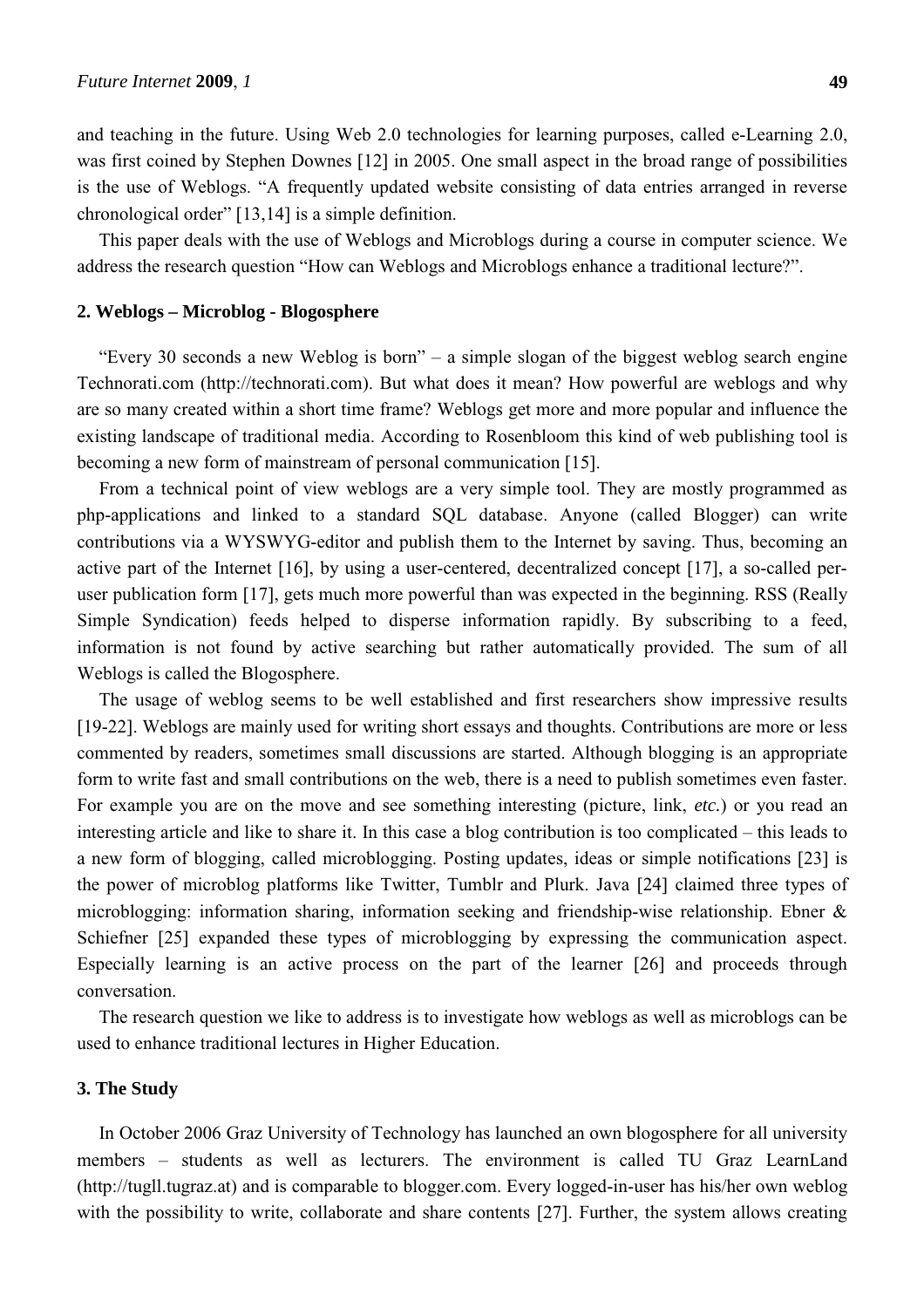and teaching in the future. Using Web 2.0 technologies for learning purposes, called e-Learning 2.0, was first coined by Stephen Downes [12] in 2005. One small aspect in the broad range of possibilities is the use of Weblogs. "A frequently updated website consisting of data entries arranged in reverse chronological order" [13,14] is a simple definition.

This paper deals with the use of Weblogs and Microblogs during a course in computer science. We address the research question "How can Weblogs and Microblogs enhance a traditional lecture?".

## 2. Weblogs – Microblog - Blogosphere

"Every 30 seconds a new Weblog is born" – a simple slogan of the biggest weblog search engine Technorati.com (http://technorati.com). But what does it mean? How powerful are weblogs and why are so many created within a short time frame? Weblogs get more and more popular and influence the existing landscape of traditional media. According to Rosenbloom this kind of web publishing tool is becoming a new form of mainstream of personal communication [15].

From a technical point of view weblogs are a very simple tool. They are mostly programmed as php-applications and linked to a standard SQL database. Anyone (called Blogger) can write contributions via a WYSWYG-editor and publish them to the Internet by saving. Thus, becoming an active part of the Internet [16], by using a user-centered, decentralized concept [17], a so-called per-user publication form [17], gets much more powerful than was expected in the beginning. RSS (Really Simple Syndication) feeds helped to disperse information rapidly. By subscribing to a feed, information is not found by active searching but rather automatically provided. The sum of all Weblogs is called the Blogosphere.

The usage of weblog seems to be well established and first researchers show impressive results [19-22]. Weblogs are mainly used for writing short essays and thoughts. Contributions are more or less commented by readers, sometimes small discussions are started. Although blogging is an appropriate form to write fast and small contributions on the web, there is a need to publish sometimes even faster. For example you are on the move and see something interesting (picture, link, *etc.*) or you read an interesting article and like to share it. In this case a blog contribution is too complicated – this leads to a new form of blogging, called microblogging. Posting updates, ideas or simple notifications [23] is the power of microblog platforms like Twitter, Tumblr and Plurk. Java [24] claimed three types of microblogging: information sharing, information seeking and friendship-wise relationship. Ebner & Schiefner [25] expanded these types of microblogging by expressing the communication aspect. Especially learning is an active process on the part of the learner [26] and proceeds through conversation.

The research question we like to address is to investigate how weblogs as well as microblogs can be used to enhance traditional lectures in Higher Education.

## 3. The Study

In October 2006 Graz University of Technology has launched an own blogosphere for all university members – students as well as lecturers. The environment is called TU Graz LearnLand (http://tugll.tugraz.at) and is comparable to blogger.com. Every logged-in-user has his/her own weblog with the possibility to write, collaborate and share contents [27]. Further, the system allows creating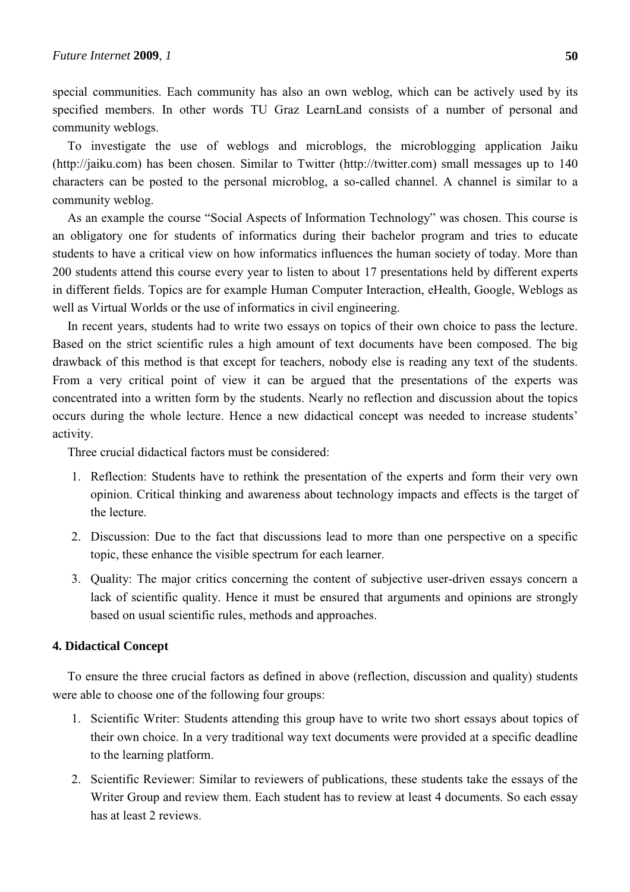special communities. Each community has also an own weblog, which can be actively used by its specified members. In other words TU Graz LearnLand consists of a number of personal and community weblogs.

To investigate the use of weblogs and microblogs, the microblogging application Jaiku (http://jaiku.com) has been chosen. Similar to Twitter (http://twitter.com) small messages up to 140 characters can be posted to the personal microblog, a so-called channel. A channel is similar to a community weblog.

As an example the course "Social Aspects of Information Technology" was chosen. This course is an obligatory one for students of informatics during their bachelor program and tries to educate students to have a critical view on how informatics influences the human society of today. More than 200 students attend this course every year to listen to about 17 presentations held by different experts in different fields. Topics are for example Human Computer Interaction, eHealth, Google, Weblogs as well as Virtual Worlds or the use of informatics in civil engineering.

In recent years, students had to write two essays on topics of their own choice to pass the lecture. Based on the strict scientific rules a high amount of text documents have been composed. The big drawback of this method is that except for teachers, nobody else is reading any text of the students. From a very critical point of view it can be argued that the presentations of the experts was concentrated into a written form by the students. Nearly no reflection and discussion about the topics occurs during the whole lecture. Hence a new didactical concept was needed to increase students' activity.

Three crucial didactical factors must be considered:

1. Reflection: Students have to rethink the presentation of the experts and form their very own opinion. Critical thinking and awareness about technology impacts and effects is the target of the lecture.
2. Discussion: Due to the fact that discussions lead to more than one perspective on a specific topic, these enhance the visible spectrum for each learner.
3. Quality: The major critics concerning the content of subjective user-driven essays concern a lack of scientific quality. Hence it must be ensured that arguments and opinions are strongly based on usual scientific rules, methods and approaches.

## 4. Didactical Concept

To ensure the three crucial factors as defined in above (reflection, discussion and quality) students were able to choose one of the following four groups:

1. Scientific Writer: Students attending this group have to write two short essays about topics of their own choice. In a very traditional way text documents were provided at a specific deadline to the learning platform.
2. Scientific Reviewer: Similar to reviewers of publications, these students take the essays of the Writer Group and review them. Each student has to review at least 4 documents. So each essay has at least 2 reviews.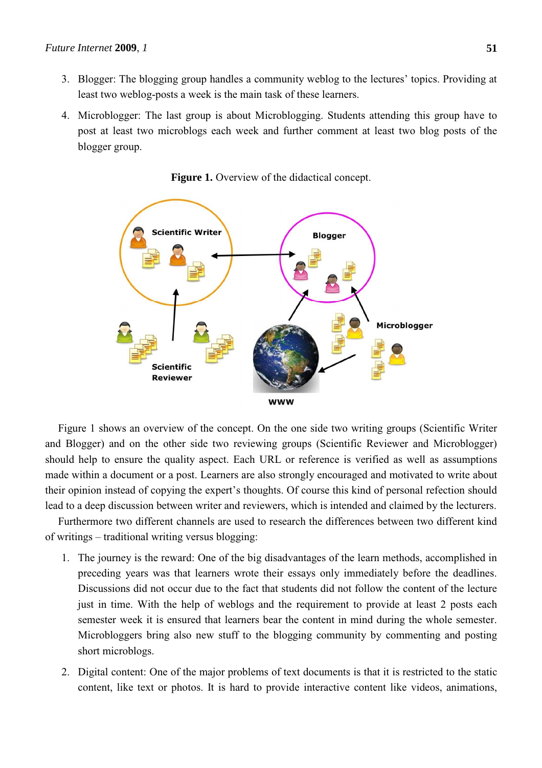3. Blogger: The blogging group handles a community weblog to the lectures' topics. Providing at least two weblog-posts a week is the main task of these learners.
4. Microblogger: The last group is about Microblogging. Students attending this group have to post at least two microblogs each week and further comment at least two blog posts of the blogger group.

**Figure 1.** Overview of the didactical concept.

Figure 1 shows an overview of the concept. On the one side two writing groups (Scientific Writer and Blogger) and on the other side two reviewing groups (Scientific Reviewer and Microblogger) should help to ensure the quality aspect. Each URL or reference is verified as well as assumptions made within a document or a post. Learners are also strongly encouraged and motivated to write about their opinion instead of copying the expert's thoughts. Of course this kind of personal refection should lead to a deep discussion between writer and reviewers, which is intended and claimed by the lecturers.

Furthermore two different channels are used to research the differences between two different kind of writings – traditional writing versus blogging:

1. The journey is the reward: One of the big disadvantages of the learn methods, accomplished in preceding years was that learners wrote their essays only immediately before the deadlines. Discussions did not occur due to the fact that students did not follow the content of the lecture just in time. With the help of weblogs and the requirement to provide at least 2 posts each semester week it is ensured that learners bear the content in mind during the whole semester. Microbloggers bring also new stuff to the blogging community by commenting and posting short microblogs.
2. Digital content: One of the major problems of text documents is that it is restricted to the static content, like text or photos. It is hard to provide interactive content like videos, animations,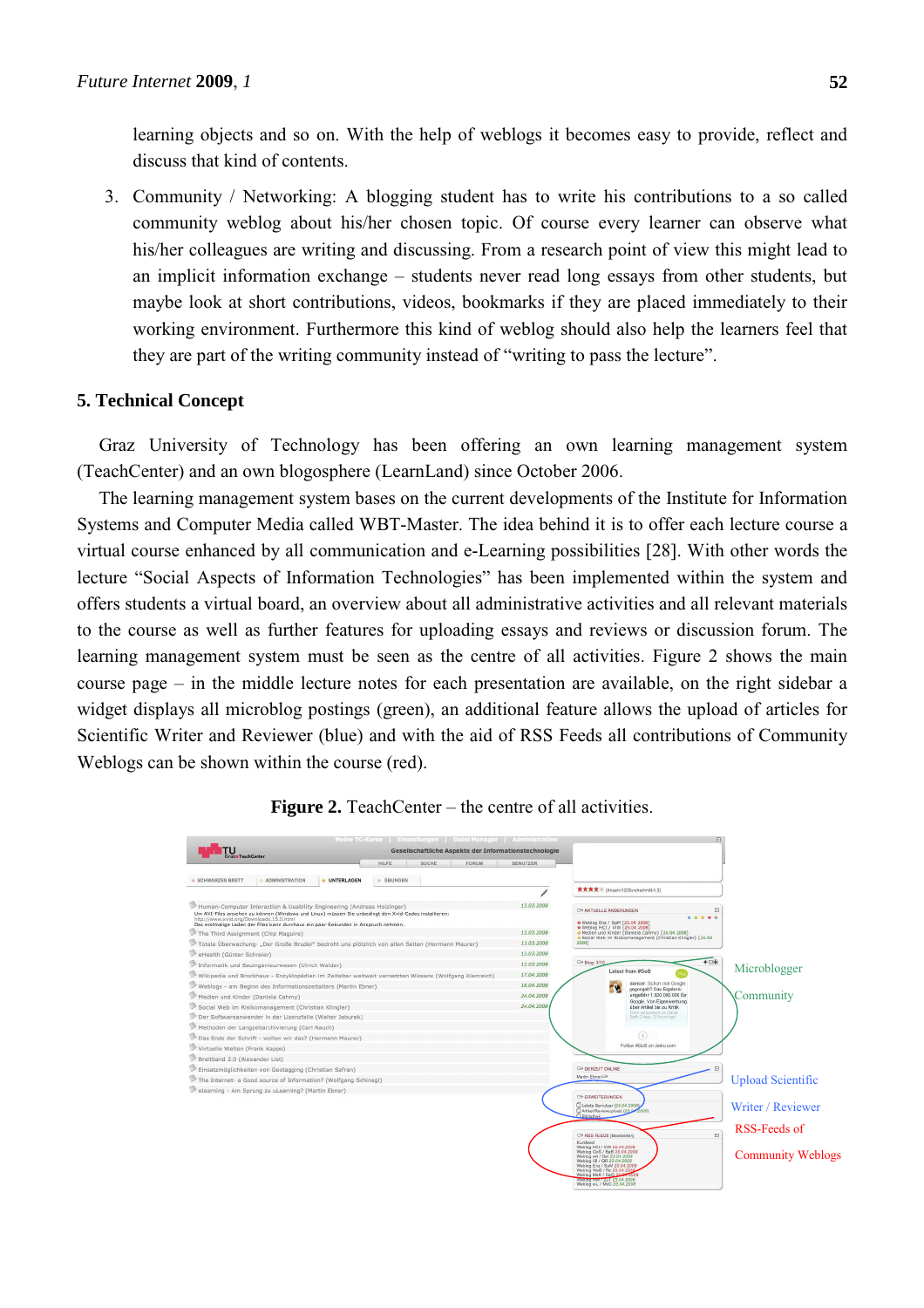learning objects and so on. With the help of weblogs it becomes easy to provide, reflect and discuss that kind of contents.

3. Community / Networking: A blogging student has to write his contributions to a so called community weblog about his/her chosen topic. Of course every learner can observe what his/her colleagues are writing and discussing. From a research point of view this might lead to an implicit information exchange – students never read long essays from other students, but maybe look at short contributions, videos, bookmarks if they are placed immediately to their working environment. Furthermore this kind of weblog should also help the learners feel that they are part of the writing community instead of "writing to pass the lecture".

## 5. Technical Concept

Graz University of Technology has been offering an own learning management system (TeachCenter) and an own blogosphere (LearnLand) since October 2006.

The learning management system bases on the current developments of the Institute for Information Systems and Computer Media called WBT-Master. The idea behind it is to offer each lecture course a virtual course enhanced by all communication and e-Learning possibilities [28]. With other words the lecture "Social Aspects of Information Technologies" has been implemented within the system and offers students a virtual board, an overview about all administrative activities and all relevant materials to the course as well as further features for uploading essays and reviews or discussion forum. The learning management system must be seen as the centre of all activities. Figure 2 shows the main course page – in the middle lecture notes for each presentation are available, on the right sidebar a widget displays all microblog postings (green), an additional feature allows the upload of articles for Scientific Writer and Reviewer (blue) and with the aid of RSS Feeds all contributions of Community Weblogs can be shown within the course (red).

**Figure 2.** TeachCenter – the centre of all activities.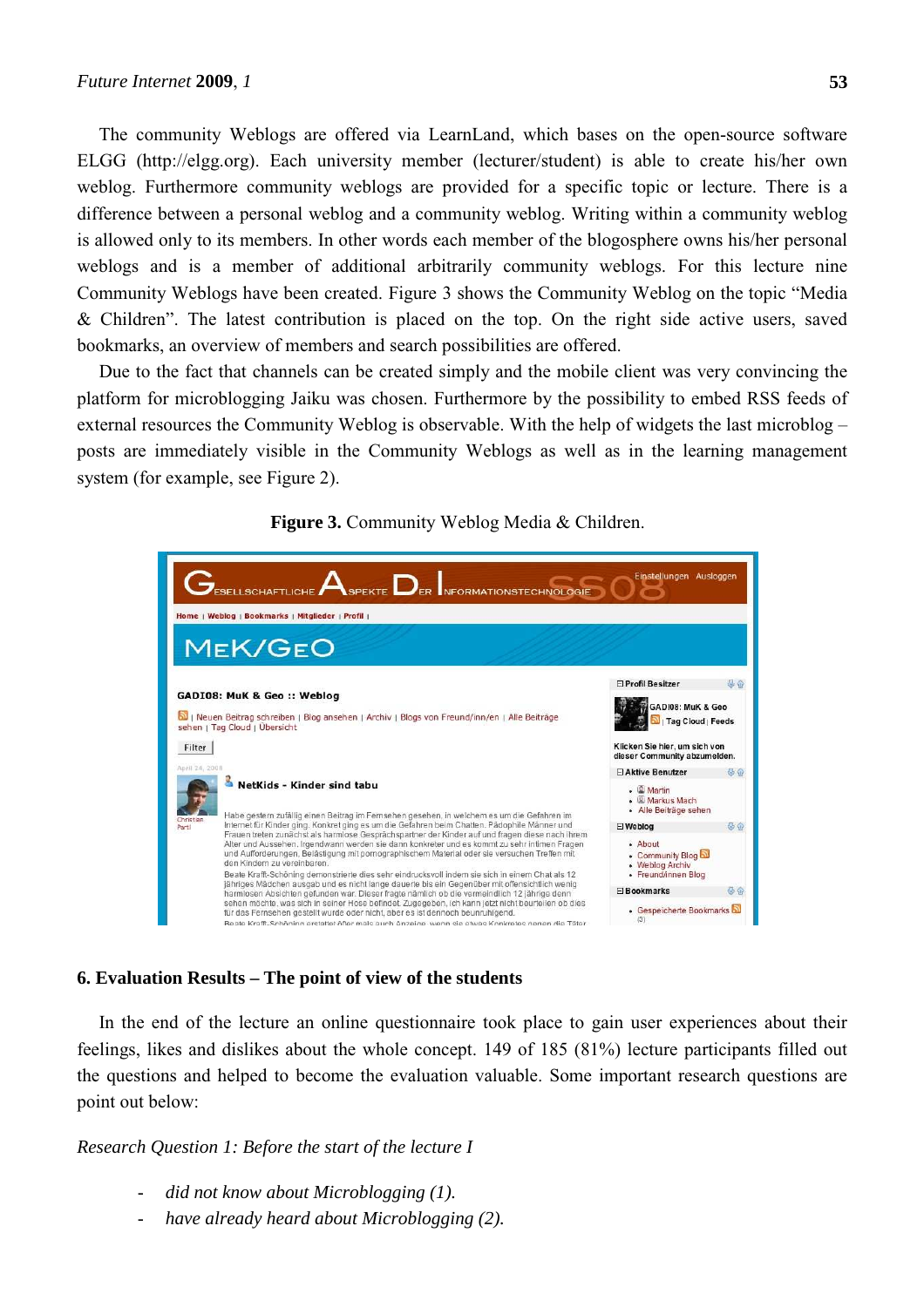The community Weblogs are offered via LearnLand, which bases on the open-source software ELGG (http://elgg.org). Each university member (lecturer/student) is able to create his/her own weblog. Furthermore community weblogs are provided for a specific topic or lecture. There is a difference between a personal weblog and a community weblog. Writing within a community weblog is allowed only to its members. In other words each member of the blogosphere owns his/her personal weblogs and is a member of additional arbitrarily community weblogs. For this lecture nine Community Weblogs have been created. Figure 3 shows the Community Weblog on the topic "Media & Children". The latest contribution is placed on the top. On the right side active users, saved bookmarks, an overview of members and search possibilities are offered.

Due to the fact that channels can be created simply and the mobile client was very convincing the platform for microblogging Jaiku was chosen. Furthermore by the possibility to embed RSS feeds of external resources the Community Weblog is observable. With the help of widgets the last microblog – posts are immediately visible in the Community Weblogs as well as in the learning management system (for example, see Figure 2).

**Figure 3.** Community Weblog Media & Children.

## 6. Evaluation Results – The point of view of the students

In the end of the lecture an online questionnaire took place to gain user experiences about their feelings, likes and dislikes about the whole concept. 149 of 185 (81%) lecture participants filled out the questions and helped to become the evaluation valuable. Some important research questions are point out below:

*Research Question 1: Before the start of the lecture I*

- *did not know about Microblogging (1).*
- *have already heard about Microblogging (2).*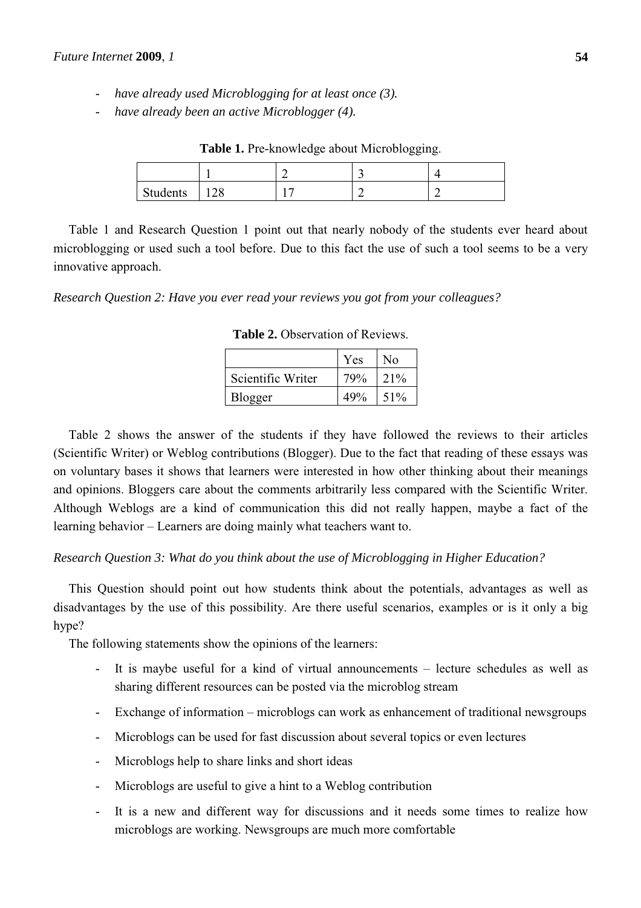- *have already used Microblogging for at least once (3).*
- *have already been an active Microblogger (4).*

**Table 1.** Pre-knowledge about Microblogging.

| | 1 | 2 | 3 | 4 |
|---|---|---|---|---|
| Students | 128 | 17 | 2 | 2 |

Table 1 and Research Question 1 point out that nearly nobody of the students ever heard about microblogging or used such a tool before. Due to this fact the use of such a tool seems to be a very innovative approach.

*Research Question 2: Have you ever read your reviews you got from your colleagues?*

**Table 2.** Observation of Reviews.

| | Yes | No |
|---|---|---|
| Scientific Writer | 79% | 21% |
| Blogger | 49% | 51% |

Table 2 shows the answer of the students if they have followed the reviews to their articles (Scientific Writer) or Weblog contributions (Blogger). Due to the fact that reading of these essays was on voluntary bases it shows that learners were interested in how other thinking about their meanings and opinions. Bloggers care about the comments arbitrarily less compared with the Scientific Writer. Although Weblogs are a kind of communication this did not really happen, maybe a fact of the learning behavior – Learners are doing mainly what teachers want to.

*Research Question 3: What do you think about the use of Microblogging in Higher Education?*

This Question should point out how students think about the potentials, advantages as well as disadvantages by the use of this possibility. Are there useful scenarios, examples or is it only a big hype?

The following statements show the opinions of the learners:

- It is maybe useful for a kind of virtual announcements – lecture schedules as well as sharing different resources can be posted via the microblog stream
- Exchange of information – microblogs can work as enhancement of traditional newsgroups
- Microblogs can be used for fast discussion about several topics or even lectures
- Microblogs help to share links and short ideas
- Microblogs are useful to give a hint to a Weblog contribution
- It is a new and different way for discussions and it needs some times to realize how microblogs are working. Newsgroups are much more comfortable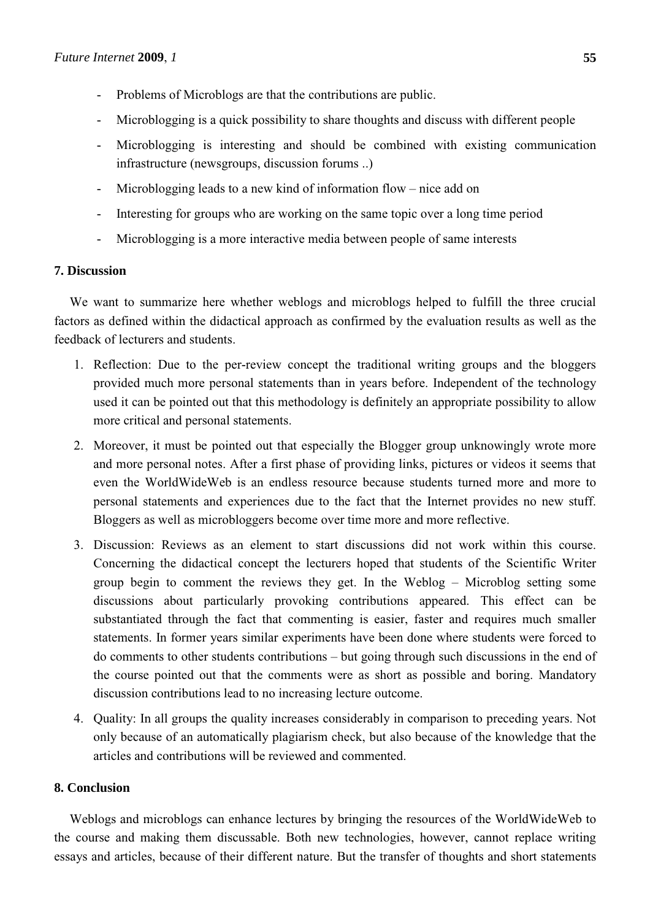- Problems of Microblogs are that the contributions are public.
- Microblogging is a quick possibility to share thoughts and discuss with different people
- Microblogging is interesting and should be combined with existing communication infrastructure (newsgroups, discussion forums ..)
- Microblogging leads to a new kind of information flow – nice add on
- Interesting for groups who are working on the same topic over a long time period
- Microblogging is a more interactive media between people of same interests

## 7. Discussion

We want to summarize here whether weblogs and microblogs helped to fulfill the three crucial factors as defined within the didactical approach as confirmed by the evaluation results as well as the feedback of lecturers and students.

1. Reflection: Due to the per-review concept the traditional writing groups and the bloggers provided much more personal statements than in years before. Independent of the technology used it can be pointed out that this methodology is definitely an appropriate possibility to allow more critical and personal statements.
2. Moreover, it must be pointed out that especially the Blogger group unknowingly wrote more and more personal notes. After a first phase of providing links, pictures or videos it seems that even the WorldWideWeb is an endless resource because students turned more and more to personal statements and experiences due to the fact that the Internet provides no new stuff. Bloggers as well as microbloggers become over time more and more reflective.
3. Discussion: Reviews as an element to start discussions did not work within this course. Concerning the didactical concept the lecturers hoped that students of the Scientific Writer group begin to comment the reviews they get. In the Weblog – Microblog setting some discussions about particularly provoking contributions appeared. This effect can be substantiated through the fact that commenting is easier, faster and requires much smaller statements. In former years similar experiments have been done where students were forced to do comments to other students contributions – but going through such discussions in the end of the course pointed out that the comments were as short as possible and boring. Mandatory discussion contributions lead to no increasing lecture outcome.
4. Quality: In all groups the quality increases considerably in comparison to preceding years. Not only because of an automatically plagiarism check, but also because of the knowledge that the articles and contributions will be reviewed and commented.

## 8. Conclusion

Weblogs and microblogs can enhance lectures by bringing the resources of the WorldWideWeb to the course and making them discussable. Both new technologies, however, cannot replace writing essays and articles, because of their different nature. But the transfer of thoughts and short statements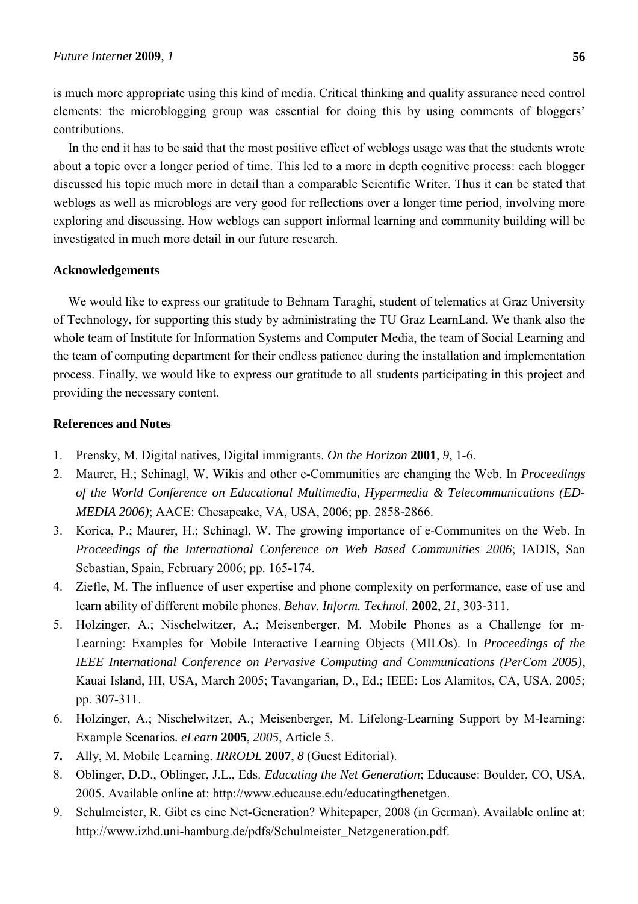is much more appropriate using this kind of media. Critical thinking and quality assurance need control elements: the microblogging group was essential for doing this by using comments of bloggers' contributions.

In the end it has to be said that the most positive effect of weblogs usage was that the students wrote about a topic over a longer period of time. This led to a more in depth cognitive process: each blogger discussed his topic much more in detail than a comparable Scientific Writer. Thus it can be stated that weblogs as well as microblogs are very good for reflections over a longer time period, involving more exploring and discussing. How weblogs can support informal learning and community building will be investigated in much more detail in our future research.

## Acknowledgements

We would like to express our gratitude to Behnam Taraghi, student of telematics at Graz University of Technology, for supporting this study by administrating the TU Graz LearnLand. We thank also the whole team of Institute for Information Systems and Computer Media, the team of Social Learning and the team of computing department for their endless patience during the installation and implementation process. Finally, we would like to express our gratitude to all students participating in this project and providing the necessary content.

## References and Notes

1. Prensky, M. Digital natives, Digital immigrants. *On the Horizon* **2001**, *9*, 1-6.
2. Maurer, H.; Schinagl, W. Wikis and other e-Communities are changing the Web. In *Proceedings of the World Conference on Educational Multimedia, Hypermedia & Telecommunications (ED-MEDIA 2006)*; AACE: Chesapeake, VA, USA, 2006; pp. 2858-2866.
3. Korica, P.; Maurer, H.; Schinagl, W. The growing importance of e-Communites on the Web. In *Proceedings of the International Conference on Web Based Communities 2006*; IADIS, San Sebastian, Spain, February 2006; pp. 165-174.
4. Ziefle, M. The influence of user expertise and phone complexity on performance, ease of use and learn ability of different mobile phones. *Behav. Inform. Technol.* **2002**, *21*, 303-311.
5. Holzinger, A.; Nischelwitzer, A.; Meisenberger, M. Mobile Phones as a Challenge for m-Learning: Examples for Mobile Interactive Learning Objects (MILOs). In *Proceedings of the IEEE International Conference on Pervasive Computing and Communications (PerCom 2005)*, Kauai Island, HI, USA, March 2005; Tavangarian, D., Ed.; IEEE: Los Alamitos, CA, USA, 2005; pp. 307-311.
6. Holzinger, A.; Nischelwitzer, A.; Meisenberger, M. Lifelong-Learning Support by M-learning: Example Scenarios*. eLearn* **2005**, *2005*, Article 5.
7. Ally, M. Mobile Learning. *IRRODL* **2007**, *8* (Guest Editorial).
8. Oblinger, D.D., Oblinger, J.L., Eds. *Educating the Net Generation*; Educause: Boulder, CO, USA, 2005. Available online at: http://www.educause.edu/educatingthenetgen.
9. Schulmeister, R. Gibt es eine Net-Generation? Whitepaper, 2008 (in German). Available online at: http://www.izhd.uni-hamburg.de/pdfs/Schulmeister_Netzgeneration.pdf.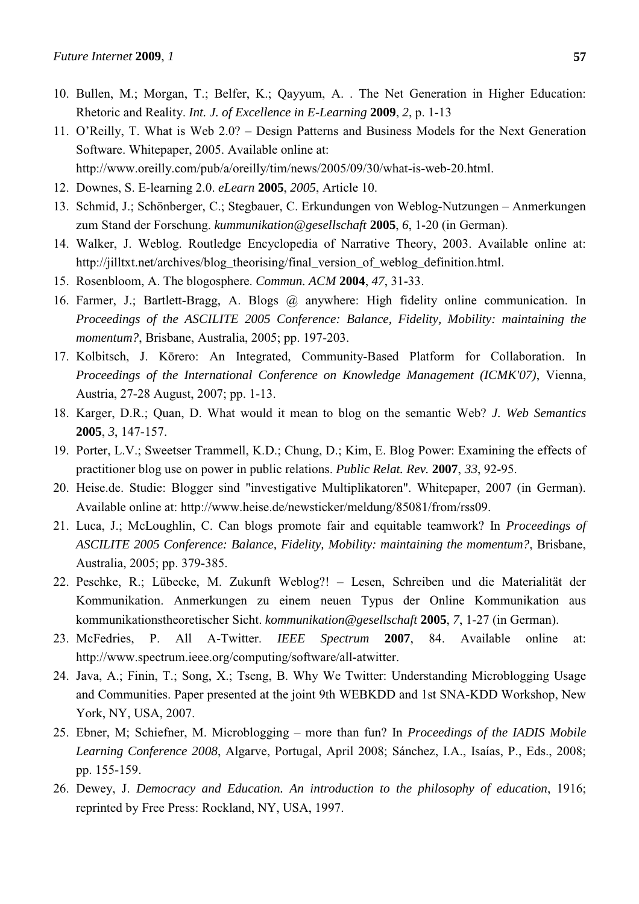10. Bullen, M.; Morgan, T.; Belfer, K.; Qayyum, A. . The Net Generation in Higher Education: Rhetoric and Reality. *Int. J. of Excellence in E-Learning* **2009**, *2*, p. 1-13
11. O'Reilly, T. What is Web 2.0? – Design Patterns and Business Models for the Next Generation Software. Whitepaper, 2005. Available online at: http://www.oreilly.com/pub/a/oreilly/tim/news/2005/09/30/what-is-web-20.html.
12. Downes, S. E-learning 2.0. *eLearn* **2005**, *2005*, Article 10.
13. Schmid, J.; Schönberger, C.; Stegbauer, C. Erkundungen von Weblog-Nutzungen – Anmerkungen zum Stand der Forschung. *kummunikation@gesellschaft* **2005**, *6*, 1-20 (in German).
14. Walker, J. Weblog. Routledge Encyclopedia of Narrative Theory, 2003. Available online at: http://jilltxt.net/archives/blog_theorising/final_version_of_weblog_definition.html.
15. Rosenbloom, A. The blogosphere. *Commun. ACM* **2004**, *47*, 31-33.
16. Farmer, J.; Bartlett-Bragg, A. Blogs @ anywhere: High fidelity online communication. In *Proceedings of the ASCILITE 2005 Conference: Balance, Fidelity, Mobility: maintaining the momentum?*, Brisbane, Australia, 2005; pp. 197-203.
17. Kolbitsch, J. Kōrero: An Integrated, Community-Based Platform for Collaboration. In *Proceedings of the International Conference on Knowledge Management (ICMK'07)*, Vienna, Austria, 27-28 August, 2007; pp. 1-13.
18. Karger, D.R.; Quan, D. What would it mean to blog on the semantic Web? *J. Web Semantics* **2005**, *3*, 147-157.
19. Porter, L.V.; Sweetser Trammell, K.D.; Chung, D.; Kim, E. Blog Power: Examining the effects of practitioner blog use on power in public relations. *Public Relat. Rev.* **2007**, *33*, 92-95.
20. Heise.de. Studie: Blogger sind "investigative Multiplikatoren". Whitepaper, 2007 (in German). Available online at: http://www.heise.de/newsticker/meldung/85081/from/rss09.
21. Luca, J.; McLoughlin, C. Can blogs promote fair and equitable teamwork? In *Proceedings of ASCILITE 2005 Conference: Balance, Fidelity, Mobility: maintaining the momentum?*, Brisbane, Australia, 2005; pp. 379-385.
22. Peschke, R.; Lübecke, M. Zukunft Weblog?! – Lesen, Schreiben und die Materialität der Kommunikation. Anmerkungen zu einem neuen Typus der Online Kommunikation aus kommunikationstheoretischer Sicht. *kommunikation@gesellschaft* **2005**, *7*, 1-27 (in German).
23. McFedries, P. All A-Twitter. *IEEE Spectrum* **2007**, 84. Available online at: http://www.spectrum.ieee.org/computing/software/all-atwitter.
24. Java, A.; Finin, T.; Song, X.; Tseng, B. Why We Twitter: Understanding Microblogging Usage and Communities. Paper presented at the joint 9th WEBKDD and 1st SNA-KDD Workshop, New York, NY, USA, 2007.
25. Ebner, M; Schiefner, M. Microblogging – more than fun? In *Proceedings of the IADIS Mobile Learning Conference 2008*, Algarve, Portugal, April 2008; Sánchez, I.A., Isaías, P., Eds., 2008; pp. 155-159.
26. Dewey, J. *Democracy and Education. An introduction to the philosophy of education*, 1916; reprinted by Free Press: Rockland, NY, USA, 1997.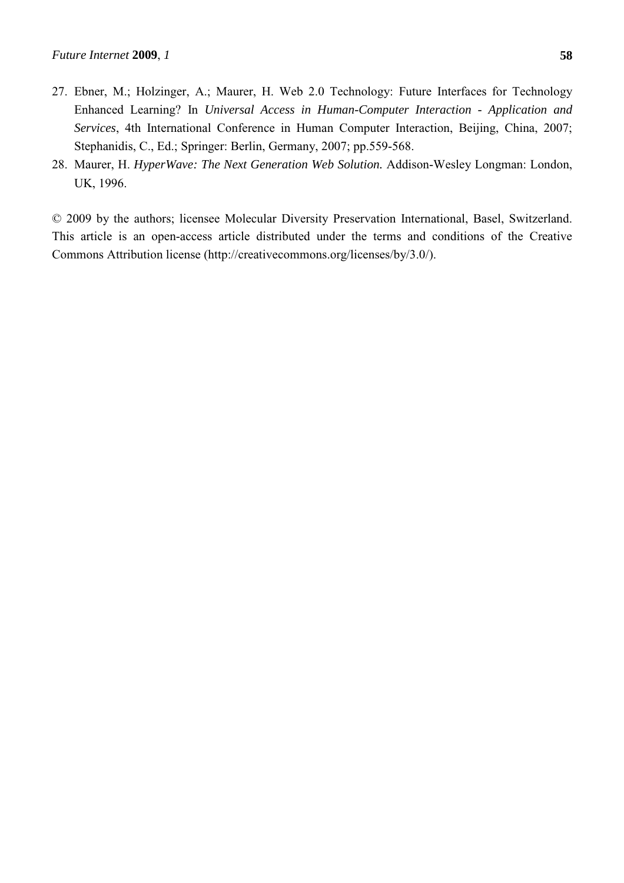27. Ebner, M.; Holzinger, A.; Maurer, H. Web 2.0 Technology: Future Interfaces for Technology Enhanced Learning? In *Universal Access in Human-Computer Interaction - Application and Services*, 4th International Conference in Human Computer Interaction, Beijing, China, 2007; Stephanidis, C., Ed.; Springer: Berlin, Germany, 2007; pp.559-568.
28. Maurer, H. *HyperWave: The Next Generation Web Solution.* Addison-Wesley Longman: London, UK, 1996.

© 2009 by the authors; licensee Molecular Diversity Preservation International, Basel, Switzerland. This article is an open-access article distributed under the terms and conditions of the Creative Commons Attribution license (http://creativecommons.org/licenses/by/3.0/).